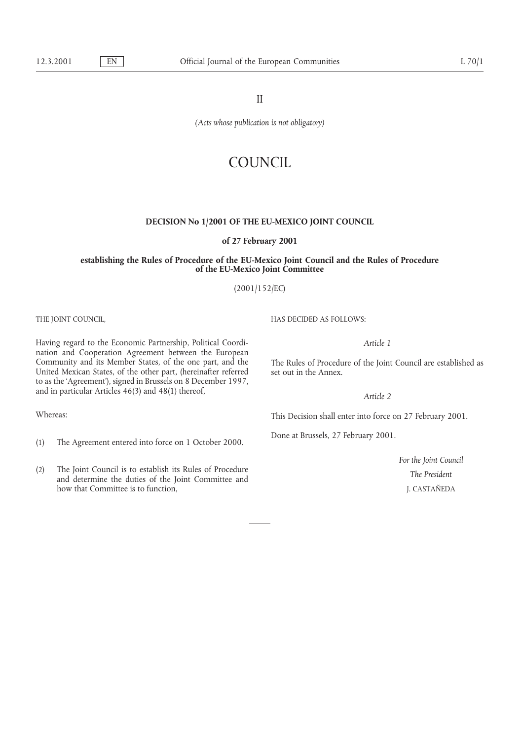II

*(Acts whose publication is not obligatory)*

# COUNCIL

## DECISION No 1/2001 OF THE EU-MEXICO JOINT COUNCIL

### of 27 February 2001

### establishing the Rules of Procedure of the EU-Mexico Joint Council and the Rules of Procedure of the EU-Mexico Joint Committee

(2001/152/EC)

THE JOINT COUNCIL,

Having regard to the Economic Partnership, Political Coordination and Cooperation Agreement between the European Community and its Member States, of the one part, and the United Mexican States, of the other part, (hereinafter referred to as the 'Agreement'), signed in Brussels on 8 December 1997, and in particular Articles 46(3) and 48(1) thereof,

Whereas:

(1) The Agreement entered into force on 1 October 2000.

(2) The Joint Council is to establish its Rules of Procedure and determine the duties of the Joint Committee and how that Committee is to function,

HAS DECIDED AS FOLLOWS:

*Article 1*

The Rules of Procedure of the Joint Council are established as set out in the Annex.

*Article 2*

This Decision shall enter into force on 27 February 2001.

Done at Brussels, 27 February 2001.

*For the Joint Council*

*The President*

J. CASTAÑEDA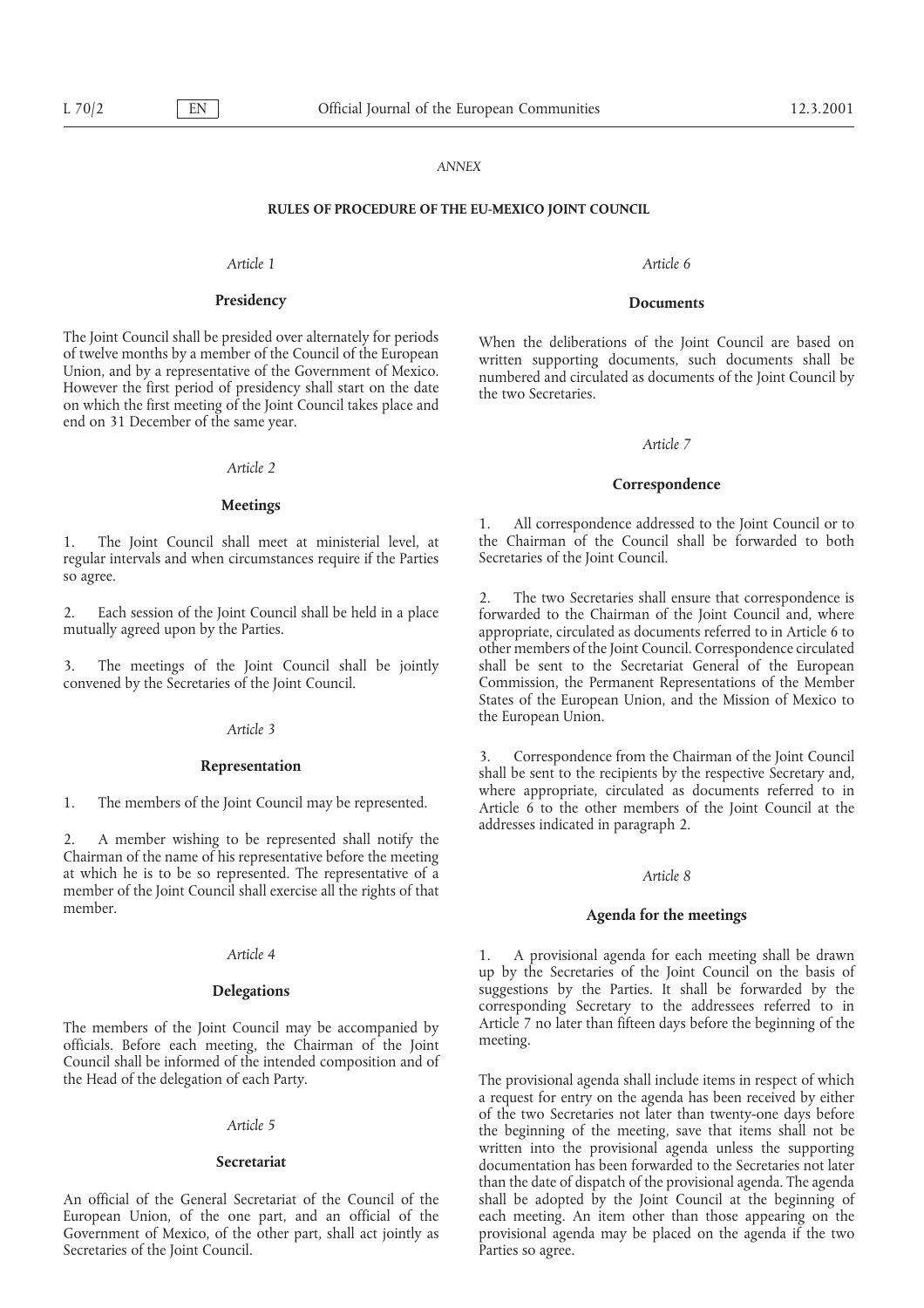*ANNEX*

**RULES OF PROCEDURE OF THE EU-MEXICO JOINT COUNCIL**

*Article 1*

**Presidency**

The Joint Council shall be presided over alternately for periods of twelve months by a member of the Council of the European Union, and by a representative of the Government of Mexico. However the first period of presidency shall start on the date on which the first meeting of the Joint Council takes place and end on 31 December of the same year.

*Article 2*

**Meetings**

1. The Joint Council shall meet at ministerial level, at regular intervals and when circumstances require if the Parties so agree.

2. Each session of the Joint Council shall be held in a place mutually agreed upon by the Parties.

3. The meetings of the Joint Council shall be jointly convened by the Secretaries of the Joint Council.

*Article 3*

**Representation**

1. The members of the Joint Council may be represented.

2. A member wishing to be represented shall notify the Chairman of the name of his representative before the meeting at which he is to be so represented. The representative of a member of the Joint Council shall exercise all the rights of that member.

*Article 4*

**Delegations**

The members of the Joint Council may be accompanied by officials. Before each meeting, the Chairman of the Joint Council shall be informed of the intended composition and of the Head of the delegation of each Party.

*Article 5*

**Secretariat**

An official of the General Secretariat of the Council of the European Union, of the one part, and an official of the Government of Mexico, of the other part, shall act jointly as Secretaries of the Joint Council.

*Article 6*

**Documents**

When the deliberations of the Joint Council are based on written supporting documents, such documents shall be numbered and circulated as documents of the Joint Council by the two Secretaries.

*Article 7*

**Correspondence**

1. All correspondence addressed to the Joint Council or to the Chairman of the Council shall be forwarded to both Secretaries of the Joint Council.

2. The two Secretaries shall ensure that correspondence is forwarded to the Chairman of the Joint Council and, where appropriate, circulated as documents referred to in Article 6 to other members of the Joint Council. Correspondence circulated shall be sent to the Secretariat General of the European Commission, the Permanent Representations of the Member States of the European Union, and the Mission of Mexico to the European Union.

3. Correspondence from the Chairman of the Joint Council shall be sent to the recipients by the respective Secretary and, where appropriate, circulated as documents referred to in Article 6 to the other members of the Joint Council at the addresses indicated in paragraph 2.

*Article 8*

**Agenda for the meetings**

1. A provisional agenda for each meeting shall be drawn up by the Secretaries of the Joint Council on the basis of suggestions by the Parties. It shall be forwarded by the corresponding Secretary to the addressees referred to in Article 7 no later than fifteen days before the beginning of the meeting.

The provisional agenda shall include items in respect of which a request for entry on the agenda has been received by either of the two Secretaries not later than twenty-one days before the beginning of the meeting, save that items shall not be written into the provisional agenda unless the supporting documentation has been forwarded to the Secretaries not later than the date of dispatch of the provisional agenda. The agenda shall be adopted by the Joint Council at the beginning of each meeting. An item other than those appearing on the provisional agenda may be placed on the agenda if the two Parties so agree.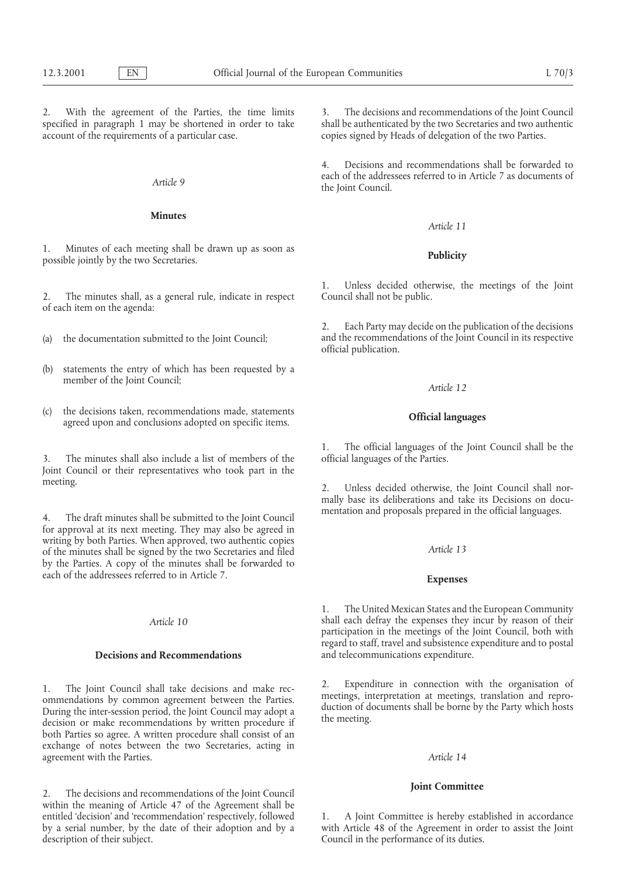2. With the agreement of the Parties, the time limits specified in paragraph 1 may be shortened in order to take account of the requirements of a particular case.

*Article 9*

**Minutes**

1. Minutes of each meeting shall be drawn up as soon as possible jointly by the two Secretaries.

2. The minutes shall, as a general rule, indicate in respect of each item on the agenda:

(a) the documentation submitted to the Joint Council;

(b) statements the entry of which has been requested by a member of the Joint Council;

(c) the decisions taken, recommendations made, statements agreed upon and conclusions adopted on specific items.

3. The minutes shall also include a list of members of the Joint Council or their representatives who took part in the meeting.

4. The draft minutes shall be submitted to the Joint Council for approval at its next meeting. They may also be agreed in writing by both Parties. When approved, two authentic copies of the minutes shall be signed by the two Secretaries and filed by the Parties. A copy of the minutes shall be forwarded to each of the addressees referred to in Article 7.

*Article 10*

**Decisions and Recommendations**

1. The Joint Council shall take decisions and make recommendations by common agreement between the Parties. During the inter-session period, the Joint Council may adopt a decision or make recommendations by written procedure if both Parties so agree. A written procedure shall consist of an exchange of notes between the two Secretaries, acting in agreement with the Parties.

2. The decisions and recommendations of the Joint Council within the meaning of Article 47 of the Agreement shall be entitled 'decision' and 'recommendation' respectively, followed by a serial number, by the date of their adoption and by a description of their subject.

3. The decisions and recommendations of the Joint Council shall be authenticated by the two Secretaries and two authentic copies signed by Heads of delegation of the two Parties.

4. Decisions and recommendations shall be forwarded to each of the addressees referred to in Article 7 as documents of the Joint Council.

*Article 11*

**Publicity**

1. Unless decided otherwise, the meetings of the Joint Council shall not be public.

2. Each Party may decide on the publication of the decisions and the recommendations of the Joint Council in its respective official publication.

*Article 12*

**Official languages**

1. The official languages of the Joint Council shall be the official languages of the Parties.

2. Unless decided otherwise, the Joint Council shall normally base its deliberations and take its Decisions on documentation and proposals prepared in the official languages.

*Article 13*

**Expenses**

1. The United Mexican States and the European Community shall each defray the expenses they incur by reason of their participation in the meetings of the Joint Council, both with regard to staff, travel and subsistence expenditure and to postal and telecommunications expenditure.

2. Expenditure in connection with the organisation of meetings, interpretation at meetings, translation and reproduction of documents shall be borne by the Party which hosts the meeting.

*Article 14*

**Joint Committee**

1. A Joint Committee is hereby established in accordance with Article 48 of the Agreement in order to assist the Joint Council in the performance of its duties.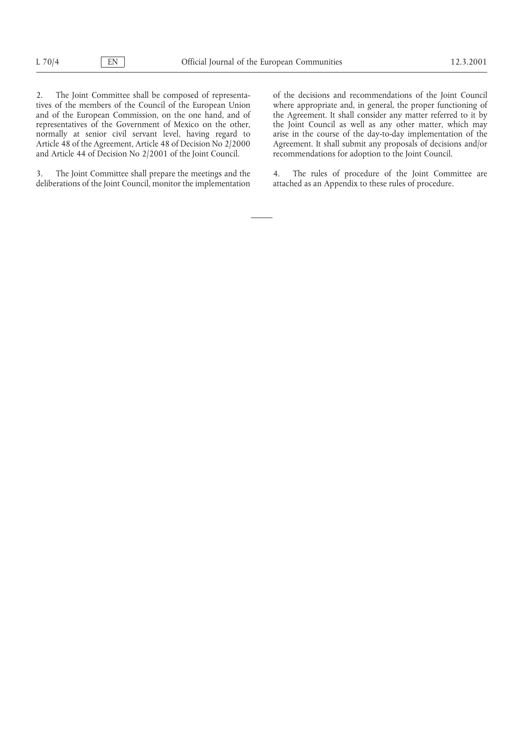2. The Joint Committee shall be composed of representatives of the members of the Council of the European Union and of the European Commission, on the one hand, and of representatives of the Government of Mexico on the other, normally at senior civil servant level, having regard to Article 48 of the Agreement, Article 48 of Decision No 2/2000 and Article 44 of Decision No 2/2001 of the Joint Council.

3. The Joint Committee shall prepare the meetings and the deliberations of the Joint Council, monitor the implementation of the decisions and recommendations of the Joint Council where appropriate and, in general, the proper functioning of the Agreement. It shall consider any matter referred to it by the Joint Council as well as any other matter, which may arise in the course of the day-to-day implementation of the Agreement. It shall submit any proposals of decisions and/or recommendations for adoption to the Joint Council.

4. The rules of procedure of the Joint Committee are attached as an Appendix to these rules of procedure.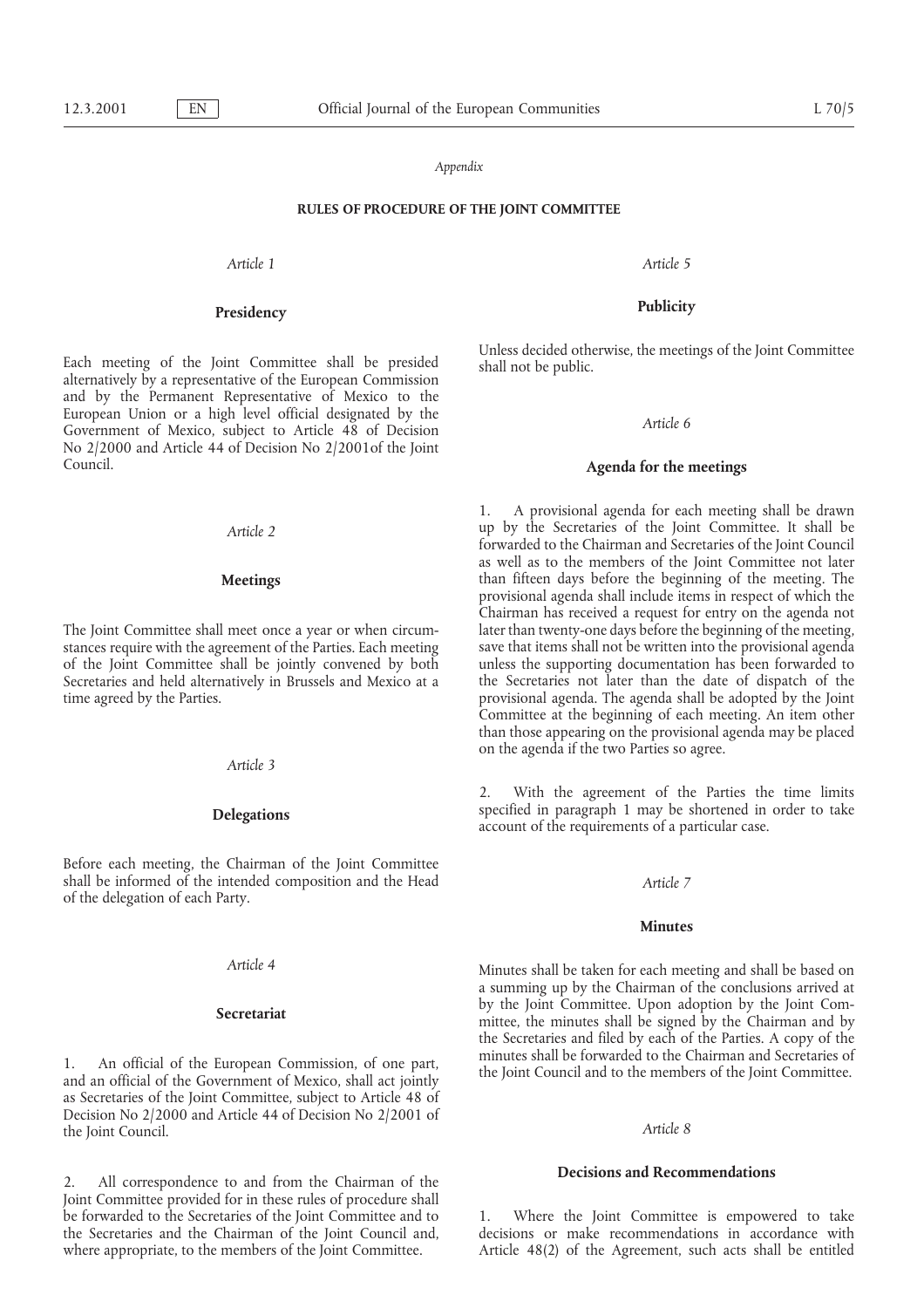*Appendix*

**RULES OF PROCEDURE OF THE JOINT COMMITTEE**

*Article 1*

**Presidency**

Each meeting of the Joint Committee shall be presided alternatively by a representative of the European Commission and by the Permanent Representative of Mexico to the European Union or a high level official designated by the Government of Mexico, subject to Article 48 of Decision No 2/2000 and Article 44 of Decision No 2/2001of the Joint Council.

*Article 2*

**Meetings**

The Joint Committee shall meet once a year or when circumstances require with the agreement of the Parties. Each meeting of the Joint Committee shall be jointly convened by both Secretaries and held alternatively in Brussels and Mexico at a time agreed by the Parties.

*Article 3*

**Delegations**

Before each meeting, the Chairman of the Joint Committee shall be informed of the intended composition and the Head of the delegation of each Party.

*Article 4*

**Secretariat**

1. An official of the European Commission, of one part, and an official of the Government of Mexico, shall act jointly as Secretaries of the Joint Committee, subject to Article 48 of Decision No 2/2000 and Article 44 of Decision No 2/2001 of the Joint Council.

2. All correspondence to and from the Chairman of the Joint Committee provided for in these rules of procedure shall be forwarded to the Secretaries of the Joint Committee and to the Secretaries and the Chairman of the Joint Council and, where appropriate, to the members of the Joint Committee.

*Article 5*

**Publicity**

Unless decided otherwise, the meetings of the Joint Committee shall not be public.

*Article 6*

**Agenda for the meetings**

1. A provisional agenda for each meeting shall be drawn up by the Secretaries of the Joint Committee. It shall be forwarded to the Chairman and Secretaries of the Joint Council as well as to the members of the Joint Committee not later than fifteen days before the beginning of the meeting. The provisional agenda shall include items in respect of which the Chairman has received a request for entry on the agenda not later than twenty-one days before the beginning of the meeting, save that items shall not be written into the provisional agenda unless the supporting documentation has been forwarded to the Secretaries not later than the date of dispatch of the provisional agenda. The agenda shall be adopted by the Joint Committee at the beginning of each meeting. An item other than those appearing on the provisional agenda may be placed on the agenda if the two Parties so agree.

2. With the agreement of the Parties the time limits specified in paragraph 1 may be shortened in order to take account of the requirements of a particular case.

*Article 7*

**Minutes**

Minutes shall be taken for each meeting and shall be based on a summing up by the Chairman of the conclusions arrived at by the Joint Committee. Upon adoption by the Joint Committee, the minutes shall be signed by the Chairman and by the Secretaries and filed by each of the Parties. A copy of the minutes shall be forwarded to the Chairman and Secretaries of the Joint Council and to the members of the Joint Committee.

*Article 8*

**Decisions and Recommendations**

1. Where the Joint Committee is empowered to take decisions or make recommendations in accordance with Article 48(2) of the Agreement, such acts shall be entitled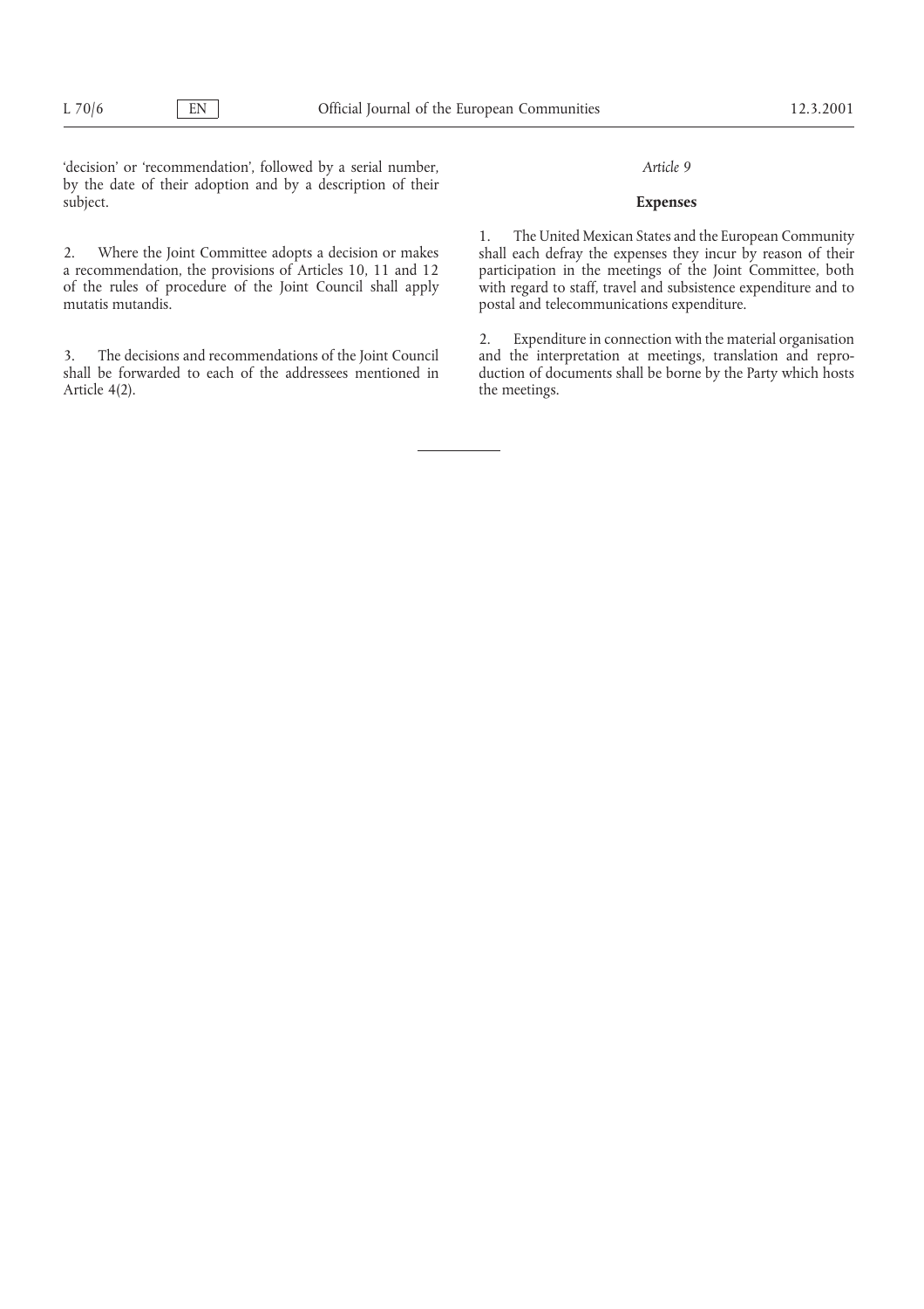'decision' or 'recommendation', followed by a serial number, by the date of their adoption and by a description of their subject.

2. Where the Joint Committee adopts a decision or makes a recommendation, the provisions of Articles 10, 11 and 12 of the rules of procedure of the Joint Council shall apply mutatis mutandis.

3. The decisions and recommendations of the Joint Council shall be forwarded to each of the addressees mentioned in Article 4(2).

*Article 9*

**Expenses**

1. The United Mexican States and the European Community shall each defray the expenses they incur by reason of their participation in the meetings of the Joint Committee, both with regard to staff, travel and subsistence expenditure and to postal and telecommunications expenditure.

2. Expenditure in connection with the material organisation and the interpretation at meetings, translation and reproduction of documents shall be borne by the Party which hosts the meetings.